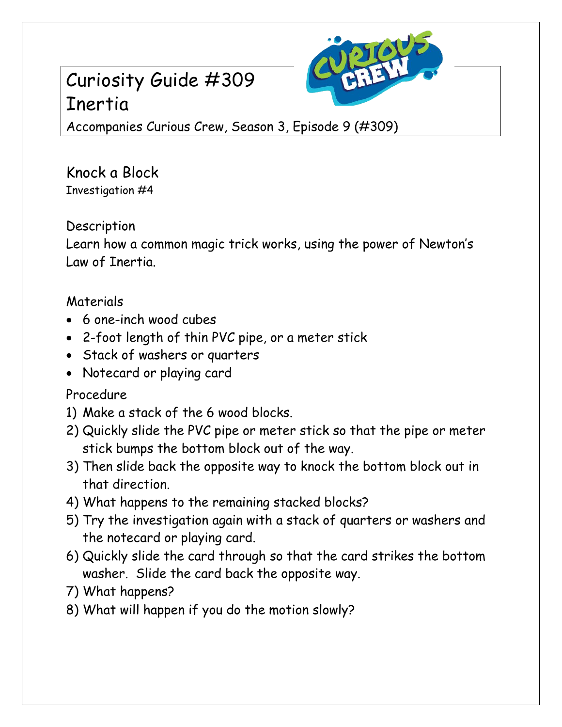# Curiosity Guide #309
# Inertia

Accompanies Curious Crew, Season 3, Episode 9 (#309)

## Knock a Block

Investigation #4

### Description

Learn how a common magic trick works, using the power of Newton's Law of Inertia.

### Materials

- 6 one-inch wood cubes
- 2-foot length of thin PVC pipe, or a meter stick
- Stack of washers or quarters
- Notecard or playing card

### Procedure

1) Make a stack of the 6 wood blocks.
2) Quickly slide the PVC pipe or meter stick so that the pipe or meter stick bumps the bottom block out of the way.
3) Then slide back the opposite way to knock the bottom block out in that direction.
4) What happens to the remaining stacked blocks?
5) Try the investigation again with a stack of quarters or washers and the notecard or playing card.
6) Quickly slide the card through so that the card strikes the bottom washer. Slide the card back the opposite way.
7) What happens?
8) What will happen if you do the motion slowly?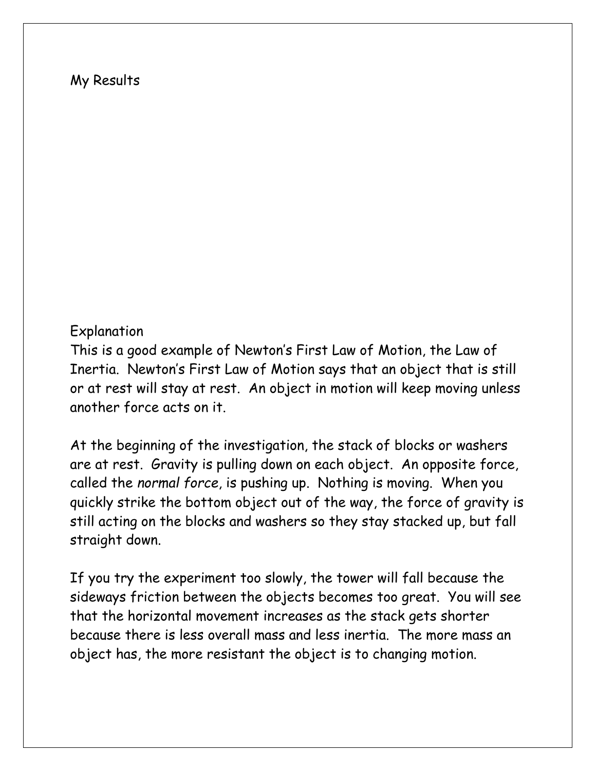## My Results

## Explanation

This is a good example of Newton's First Law of Motion, the Law of Inertia. Newton's First Law of Motion says that an object that is still or at rest will stay at rest. An object in motion will keep moving unless another force acts on it.

At the beginning of the investigation, the stack of blocks or washers are at rest. Gravity is pulling down on each object. An opposite force, called the *normal force*, is pushing up. Nothing is moving. When you quickly strike the bottom object out of the way, the force of gravity is still acting on the blocks and washers so they stay stacked up, but fall straight down.

If you try the experiment too slowly, the tower will fall because the sideways friction between the objects becomes too great. You will see that the horizontal movement increases as the stack gets shorter because there is less overall mass and less inertia. The more mass an object has, the more resistant the object is to changing motion.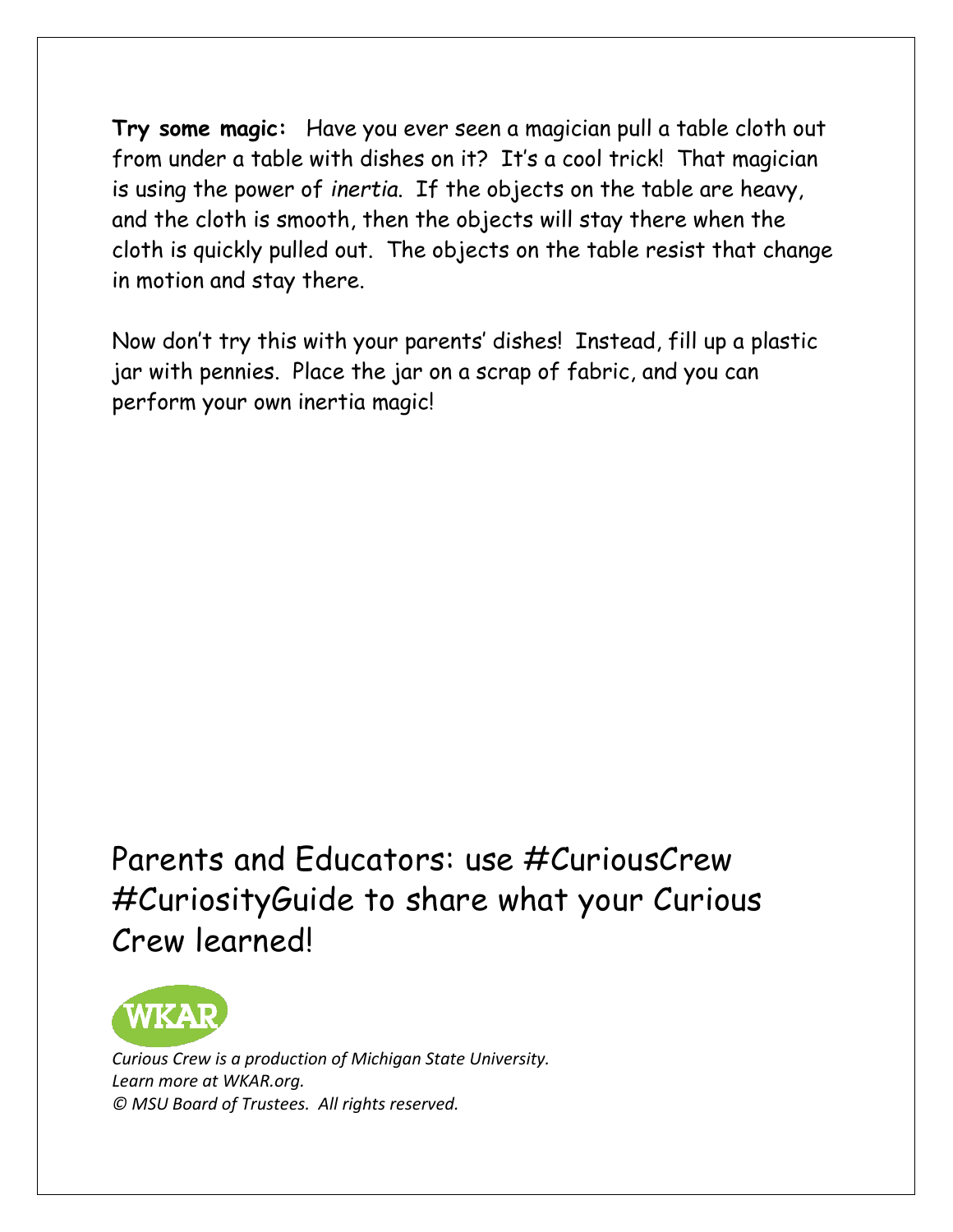**Try some magic:** Have you ever seen a magician pull a table cloth out from under a table with dishes on it? It's a cool trick! That magician is using the power of *inertia*. If the objects on the table are heavy, and the cloth is smooth, then the objects will stay there when the cloth is quickly pulled out. The objects on the table resist that change in motion and stay there.

Now don't try this with your parents' dishes! Instead, fill up a plastic jar with pennies. Place the jar on a scrap of fabric, and you can perform your own inertia magic!

Parents and Educators: use #CuriousCrew #CuriosityGuide to share what your Curious Crew learned!

WKAR

*Curious Crew is a production of Michigan State University.*
*Learn more at WKAR.org.*
*© MSU Board of Trustees. All rights reserved.*